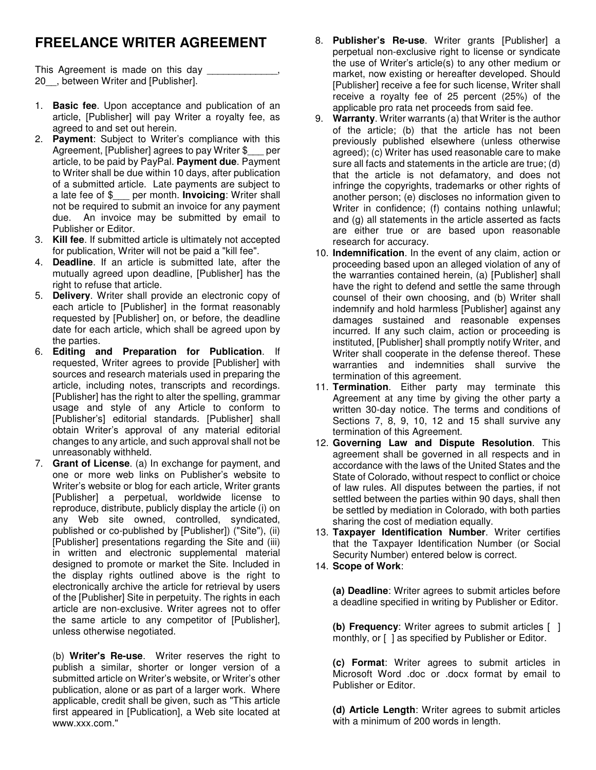# FREELANCE WRITER AGREEMENT

This Agreement is made on this day _____________, 20__, between Writer and [Publisher].

1. **Basic fee**. Upon acceptance and publication of an article, [Publisher] will pay Writer a royalty fee, as agreed to and set out herein.
2. **Payment**: Subject to Writer's compliance with this Agreement, [Publisher] agrees to pay Writer $___ per article, to be paid by PayPal. **Payment due**. Payment to Writer shall be due within 10 days, after publication of a submitted article. Late payments are subject to a late fee of $___ per month. **Invoicing**: Writer shall not be required to submit an invoice for any payment due. An invoice may be submitted by email to Publisher or Editor.
3. **Kill fee**. If submitted article is ultimately not accepted for publication, Writer will not be paid a "kill fee".
4. **Deadline**. If an article is submitted late, after the mutually agreed upon deadline, [Publisher] has the right to refuse that article.
5. **Delivery**. Writer shall provide an electronic copy of each article to [Publisher] in the format reasonably requested by [Publisher] on, or before, the deadline date for each article, which shall be agreed upon by the parties.
6. **Editing and Preparation for Publication**. If requested, Writer agrees to provide [Publisher] with sources and research materials used in preparing the article, including notes, transcripts and recordings. [Publisher] has the right to alter the spelling, grammar usage and style of any Article to conform to [Publisher's] editorial standards. [Publisher] shall obtain Writer's approval of any material editorial changes to any article, and such approval shall not be unreasonably withheld.
7. **Grant of License**. (a) In exchange for payment, and one or more web links on Publisher's website to Writer's website or blog for each article, Writer grants [Publisher] a perpetual, worldwide license to reproduce, distribute, publicly display the article (i) on any Web site owned, controlled, syndicated, published or co-published by [Publisher]) ("Site"), (ii) [Publisher] presentations regarding the Site and (iii) in written and electronic supplemental material designed to promote or market the Site. Included in the display rights outlined above is the right to electronically archive the article for retrieval by users of the [Publisher] Site in perpetuity. The rights in each article are non-exclusive. Writer agrees not to offer the same article to any competitor of [Publisher], unless otherwise negotiated.

   (b) **Writer's Re-use**. Writer reserves the right to publish a similar, shorter or longer version of a submitted article on Writer's website, or Writer's other publication, alone or as part of a larger work. Where applicable, credit shall be given, such as "This article first appeared in [Publication], a Web site located at www.xxx.com."
8. **Publisher's Re-use**. Writer grants [Publisher] a perpetual non-exclusive right to license or syndicate the use of Writer's article(s) to any other medium or market, now existing or hereafter developed. Should [Publisher] receive a fee for such license, Writer shall receive a royalty fee of 25 percent (25%) of the applicable pro rata net proceeds from said fee.
9. **Warranty**. Writer warrants (a) that Writer is the author of the article; (b) that the article has not been previously published elsewhere (unless otherwise agreed); (c) Writer has used reasonable care to make sure all facts and statements in the article are true; (d) that the article is not defamatory, and does not infringe the copyrights, trademarks or other rights of another person; (e) discloses no information given to Writer in confidence; (f) contains nothing unlawful; and (g) all statements in the article asserted as facts are either true or are based upon reasonable research for accuracy.
10. **Indemnification**. In the event of any claim, action or proceeding based upon an alleged violation of any of the warranties contained herein, (a) [Publisher] shall have the right to defend and settle the same through counsel of their own choosing, and (b) Writer shall indemnify and hold harmless [Publisher] against any damages sustained and reasonable expenses incurred. If any such claim, action or proceeding is instituted, [Publisher] shall promptly notify Writer, and Writer shall cooperate in the defense thereof. These warranties and indemnities shall survive the termination of this agreement.
11. **Termination**. Either party may terminate this Agreement at any time by giving the other party a written 30-day notice. The terms and conditions of Sections 7, 8, 9, 10, 12 and 15 shall survive any termination of this Agreement.
12. **Governing Law and Dispute Resolution**. This agreement shall be governed in all respects and in accordance with the laws of the United States and the State of Colorado, without respect to conflict or choice of law rules. All disputes between the parties, if not settled between the parties within 90 days, shall then be settled by mediation in Colorado, with both parties sharing the cost of mediation equally.
13. **Taxpayer Identification Number**. Writer certifies that the Taxpayer Identification Number (or Social Security Number) entered below is correct.
14. **Scope of Work**:

    **(a) Deadline**: Writer agrees to submit articles before a deadline specified in writing by Publisher or Editor.

    **(b) Frequency**: Writer agrees to submit articles [ ] monthly, or [ ] as specified by Publisher or Editor.

    **(c) Format**: Writer agrees to submit articles in Microsoft Word .doc or .docx format by email to Publisher or Editor.

    **(d) Article Length**: Writer agrees to submit articles with a minimum of 200 words in length.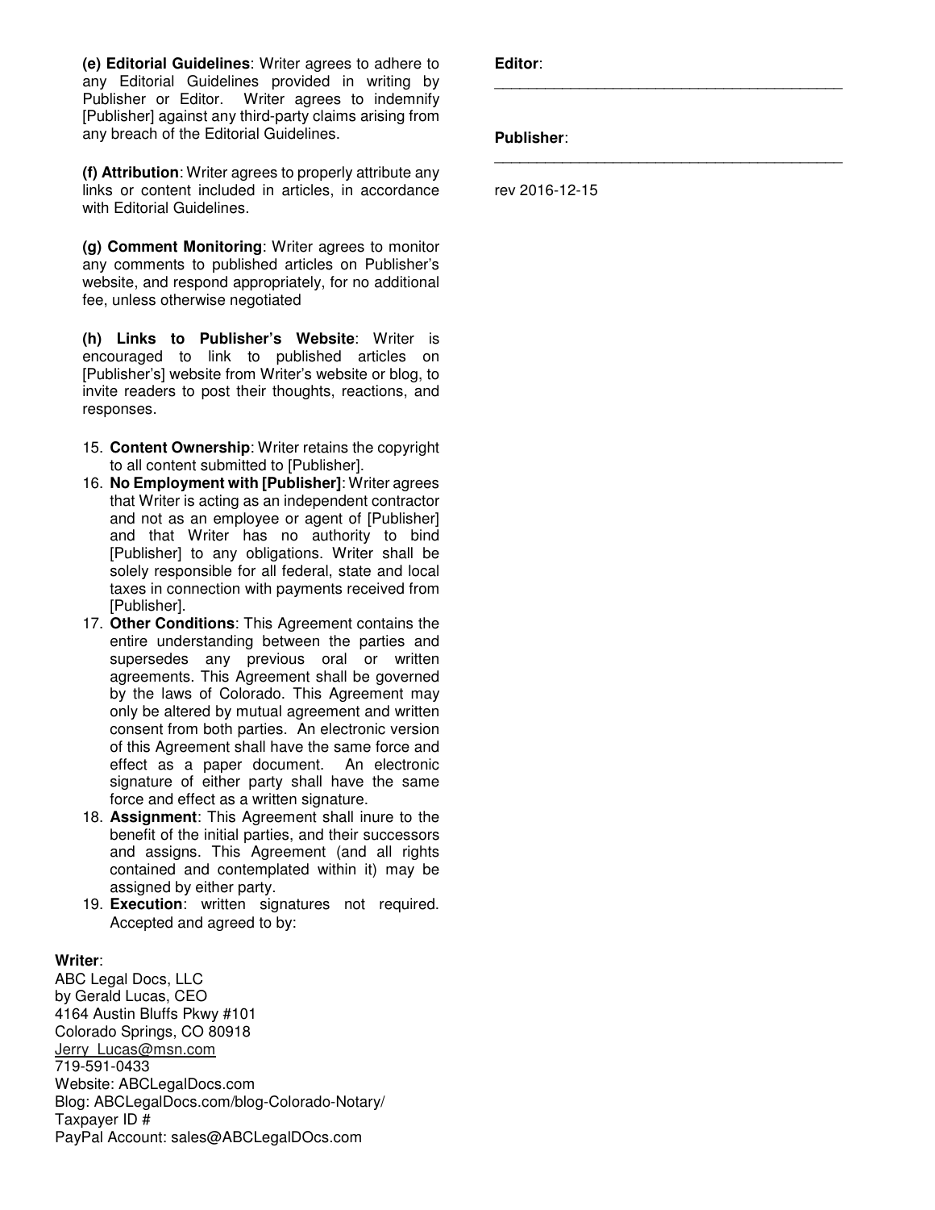**(e) Editorial Guidelines**: Writer agrees to adhere to any Editorial Guidelines provided in writing by Publisher or Editor. Writer agrees to indemnify [Publisher] against any third-party claims arising from any breach of the Editorial Guidelines.

**(f) Attribution**: Writer agrees to properly attribute any links or content included in articles, in accordance with Editorial Guidelines.

**(g) Comment Monitoring**: Writer agrees to monitor any comments to published articles on Publisher's website, and respond appropriately, for no additional fee, unless otherwise negotiated

**(h) Links to Publisher's Website**: Writer is encouraged to link to published articles on [Publisher's] website from Writer's website or blog, to invite readers to post their thoughts, reactions, and responses.

15. **Content Ownership**: Writer retains the copyright to all content submitted to [Publisher].
16. **No Employment with [Publisher]**: Writer agrees that Writer is acting as an independent contractor and not as an employee or agent of [Publisher] and that Writer has no authority to bind [Publisher] to any obligations. Writer shall be solely responsible for all federal, state and local taxes in connection with payments received from [Publisher].
17. **Other Conditions**: This Agreement contains the entire understanding between the parties and supersedes any previous oral or written agreements. This Agreement shall be governed by the laws of Colorado. This Agreement may only be altered by mutual agreement and written consent from both parties. An electronic version of this Agreement shall have the same force and effect as a paper document. An electronic signature of either party shall have the same force and effect as a written signature.
18. **Assignment**: This Agreement shall inure to the benefit of the initial parties, and their successors and assigns. This Agreement (and all rights contained and contemplated within it) may be assigned by either party.
19. **Execution**: written signatures not required. Accepted and agreed to by:

**Writer**:
ABC Legal Docs, LLC
by Gerald Lucas, CEO
4164 Austin Bluffs Pkwy #101
Colorado Springs, CO 80918
Jerry_Lucas@msn.com
719-591-0433
Website: ABCLegalDocs.com
Blog: ABCLegalDocs.com/blog-Colorado-Notary/
Taxpayer ID #
PayPal Account: sales@ABCLegalDOcs.com

**Editor**:

\_\_\_\_\_\_\_\_\_\_\_\_\_\_\_\_\_\_\_\_\_\_\_\_\_\_\_\_\_\_\_\_\_\_\_\_\_\_\_\_

**Publisher**:

\_\_\_\_\_\_\_\_\_\_\_\_\_\_\_\_\_\_\_\_\_\_\_\_\_\_\_\_\_\_\_\_\_\_\_\_\_\_\_\_

rev 2016-12-15